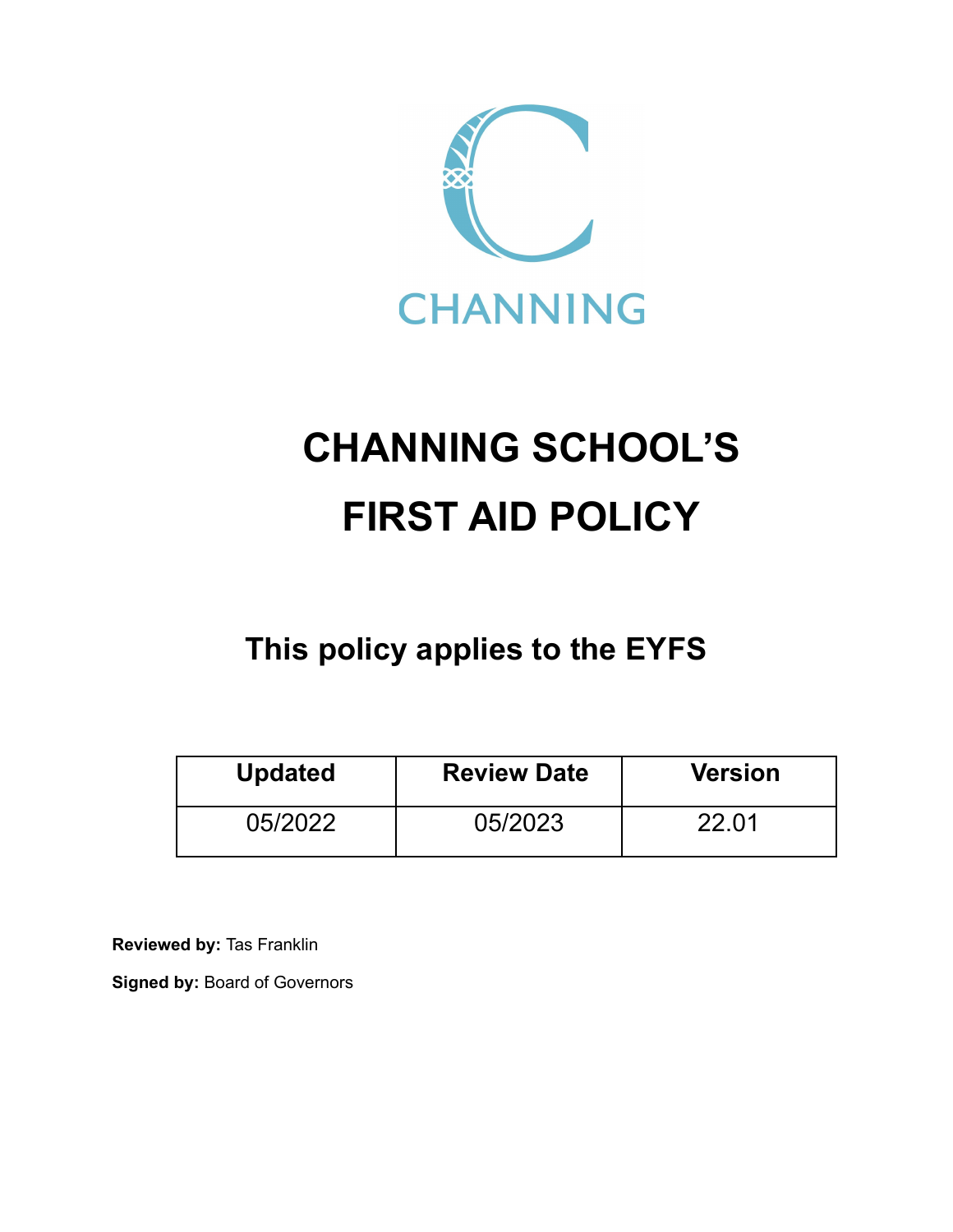CHANNING

# CHANNING SCHOOL'S FIRST AID POLICY

## This policy applies to the EYFS

| Updated | Review Date | Version |
|---|---|---|
| 05/2022 | 05/2023 | 22.01 |

**Reviewed by:** Tas Franklin

**Signed by:** Board of Governors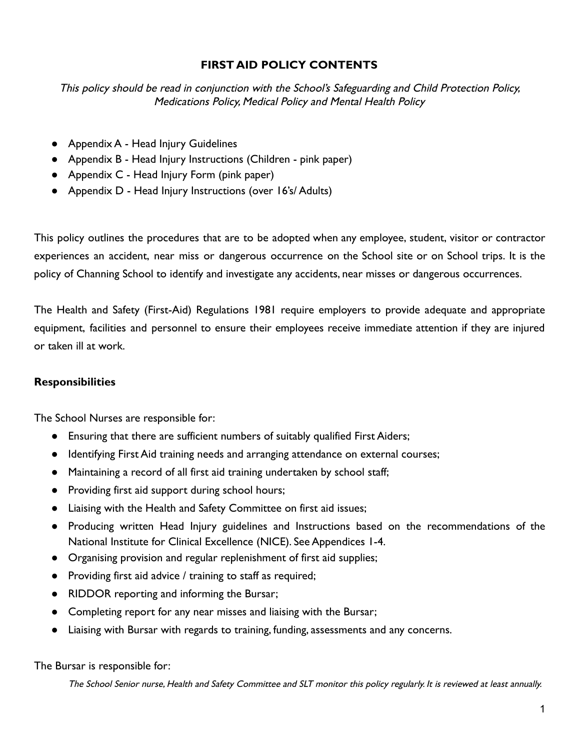# FIRST AID POLICY CONTENTS

*This policy should be read in conjunction with the School's Safeguarding and Child Protection Policy, Medications Policy, Medical Policy and Mental Health Policy*

- Appendix A - Head Injury Guidelines
- Appendix B - Head Injury Instructions (Children - pink paper)
- Appendix C - Head Injury Form (pink paper)
- Appendix D - Head Injury Instructions (over 16's/ Adults)

This policy outlines the procedures that are to be adopted when any employee, student, visitor or contractor experiences an accident, near miss or dangerous occurrence on the School site or on School trips. It is the policy of Channing School to identify and investigate any accidents, near misses or dangerous occurrences.

The Health and Safety (First-Aid) Regulations 1981 require employers to provide adequate and appropriate equipment, facilities and personnel to ensure their employees receive immediate attention if they are injured or taken ill at work.

**Responsibilities**

The School Nurses are responsible for:

- Ensuring that there are sufficient numbers of suitably qualified First Aiders;
- Identifying First Aid training needs and arranging attendance on external courses;
- Maintaining a record of all first aid training undertaken by school staff;
- Providing first aid support during school hours;
- Liaising with the Health and Safety Committee on first aid issues;
- Producing written Head Injury guidelines and Instructions based on the recommendations of the National Institute for Clinical Excellence (NICE). See Appendices 1-4.
- Organising provision and regular replenishment of first aid supplies;
- Providing first aid advice / training to staff as required;
- RIDDOR reporting and informing the Bursar;
- Completing report for any near misses and liaising with the Bursar;
- Liaising with Bursar with regards to training, funding, assessments and any concerns.

The Bursar is responsible for:

*The School Senior nurse, Health and Safety Committee and SLT monitor this policy regularly. It is reviewed at least annually.*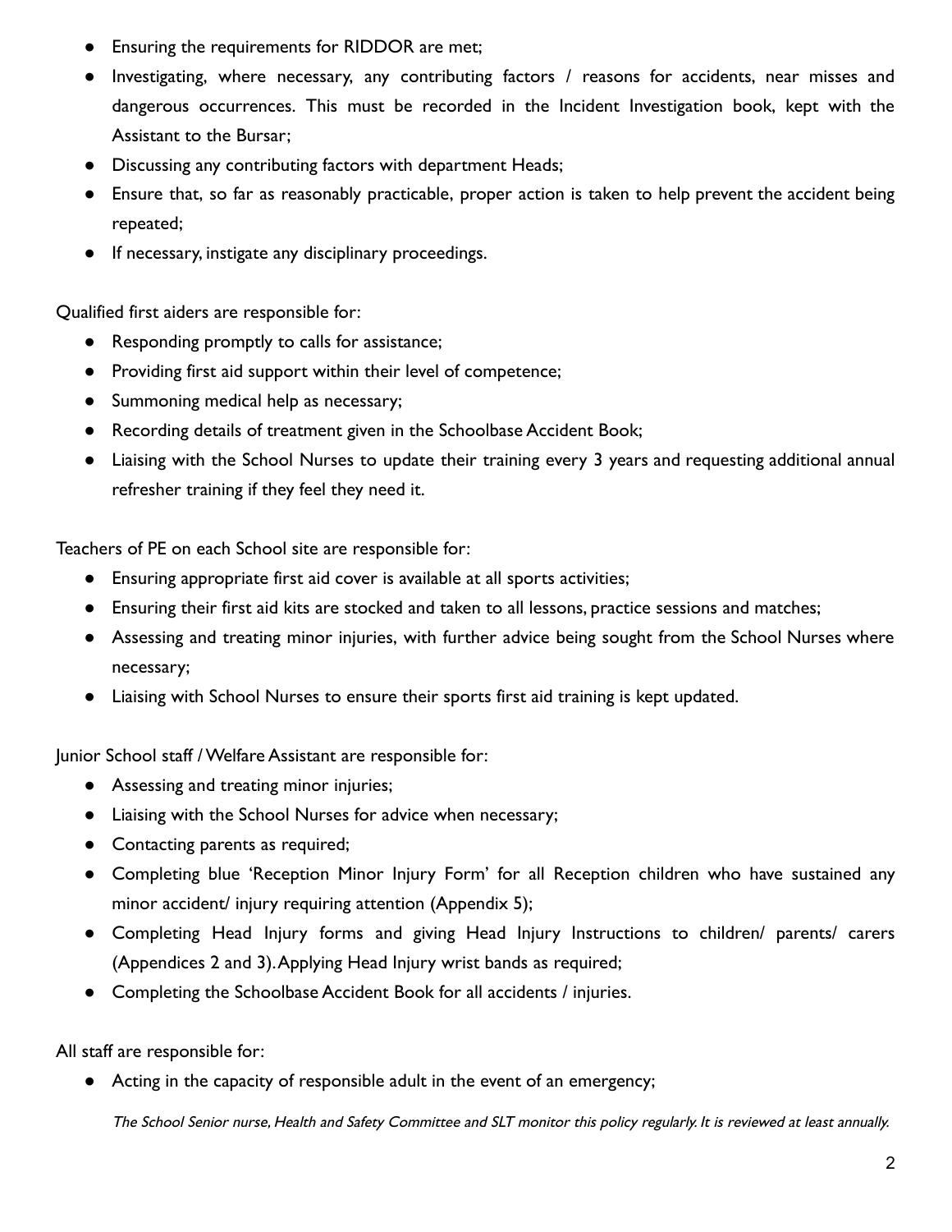- Ensuring the requirements for RIDDOR are met;
- Investigating, where necessary, any contributing factors / reasons for accidents, near misses and dangerous occurrences. This must be recorded in the Incident Investigation book, kept with the Assistant to the Bursar;
- Discussing any contributing factors with department Heads;
- Ensure that, so far as reasonably practicable, proper action is taken to help prevent the accident being repeated;
- If necessary, instigate any disciplinary proceedings.

Qualified first aiders are responsible for:

- Responding promptly to calls for assistance;
- Providing first aid support within their level of competence;
- Summoning medical help as necessary;
- Recording details of treatment given in the Schoolbase Accident Book;
- Liaising with the School Nurses to update their training every 3 years and requesting additional annual refresher training if they feel they need it.

Teachers of PE on each School site are responsible for:

- Ensuring appropriate first aid cover is available at all sports activities;
- Ensuring their first aid kits are stocked and taken to all lessons, practice sessions and matches;
- Assessing and treating minor injuries, with further advice being sought from the School Nurses where necessary;
- Liaising with School Nurses to ensure their sports first aid training is kept updated.

Junior School staff / Welfare Assistant are responsible for:

- Assessing and treating minor injuries;
- Liaising with the School Nurses for advice when necessary;
- Contacting parents as required;
- Completing blue 'Reception Minor Injury Form' for all Reception children who have sustained any minor accident/ injury requiring attention (Appendix 5);
- Completing Head Injury forms and giving Head Injury Instructions to children/ parents/ carers (Appendices 2 and 3). Applying Head Injury wrist bands as required;
- Completing the Schoolbase Accident Book for all accidents / injuries.

All staff are responsible for:

- Acting in the capacity of responsible adult in the event of an emergency;

*The School Senior nurse, Health and Safety Committee and SLT monitor this policy regularly. It is reviewed at least annually.*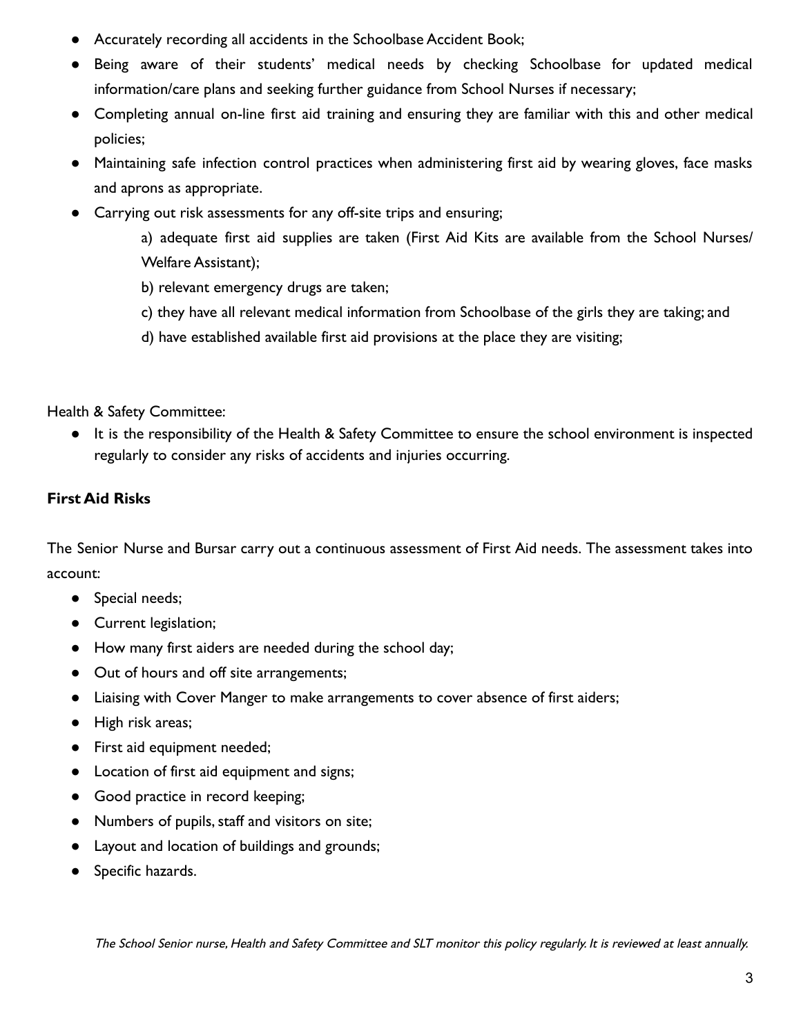- Accurately recording all accidents in the Schoolbase Accident Book;
- Being aware of their students' medical needs by checking Schoolbase for updated medical information/care plans and seeking further guidance from School Nurses if necessary;
- Completing annual on-line first aid training and ensuring they are familiar with this and other medical policies;
- Maintaining safe infection control practices when administering first aid by wearing gloves, face masks and aprons as appropriate.
- Carrying out risk assessments for any off-site trips and ensuring;

    a) adequate first aid supplies are taken (First Aid Kits are available from the School Nurses/ Welfare Assistant);

    b) relevant emergency drugs are taken;

    c) they have all relevant medical information from Schoolbase of the girls they are taking; and

    d) have established available first aid provisions at the place they are visiting;

Health & Safety Committee:

- It is the responsibility of the Health & Safety Committee to ensure the school environment is inspected regularly to consider any risks of accidents and injuries occurring.

**First Aid Risks**

The Senior Nurse and Bursar carry out a continuous assessment of First Aid needs. The assessment takes into account:

- Special needs;
- Current legislation;
- How many first aiders are needed during the school day;
- Out of hours and off site arrangements;
- Liaising with Cover Manger to make arrangements to cover absence of first aiders;
- High risk areas;
- First aid equipment needed;
- Location of first aid equipment and signs;
- Good practice in record keeping;
- Numbers of pupils, staff and visitors on site;
- Layout and location of buildings and grounds;
- Specific hazards.

*The School Senior nurse, Health and Safety Committee and SLT monitor this policy regularly. It is reviewed at least annually.*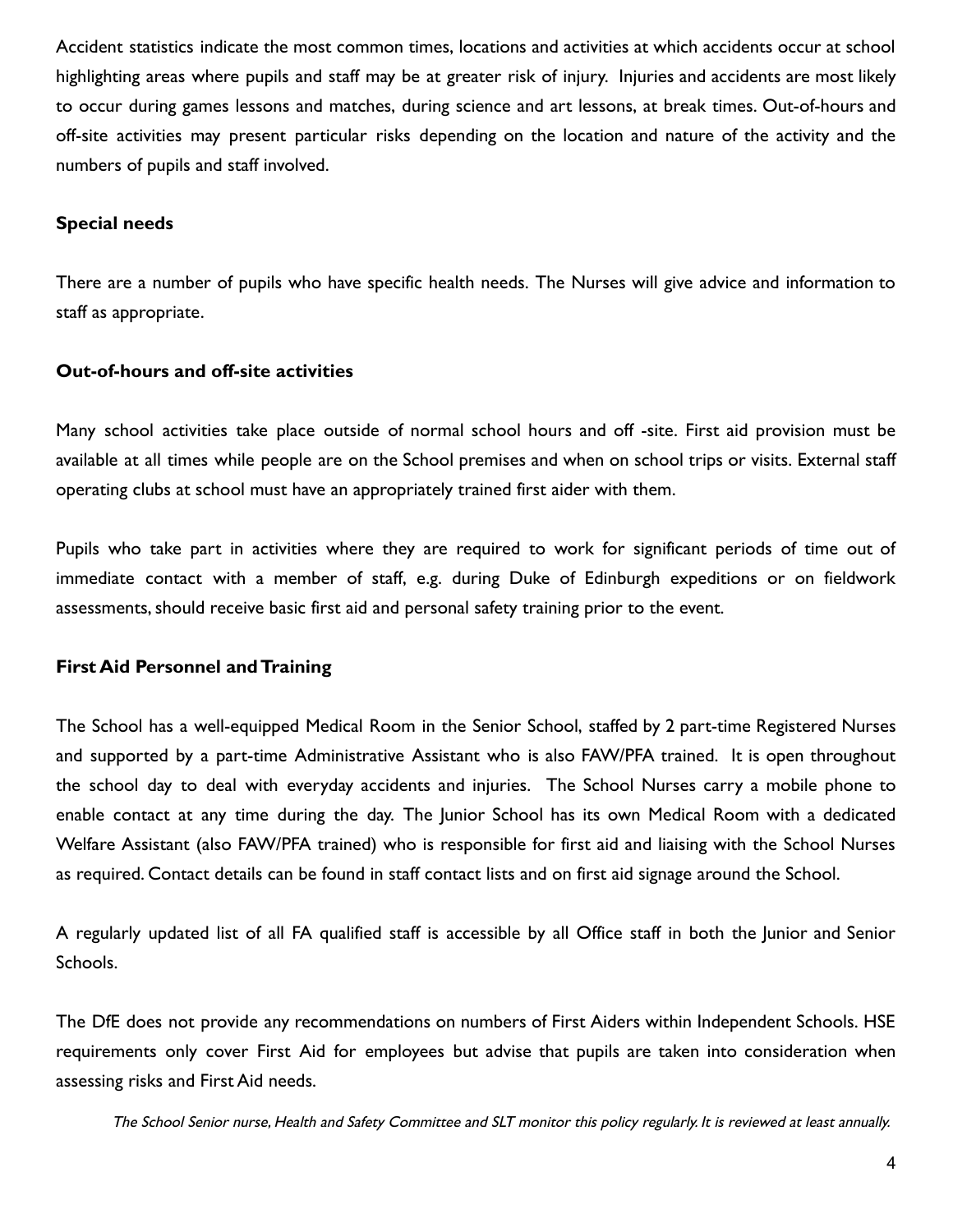Accident statistics indicate the most common times, locations and activities at which accidents occur at school highlighting areas where pupils and staff may be at greater risk of injury. Injuries and accidents are most likely to occur during games lessons and matches, during science and art lessons, at break times. Out-of-hours and off-site activities may present particular risks depending on the location and nature of the activity and the numbers of pupils and staff involved.

### Special needs

There are a number of pupils who have specific health needs. The Nurses will give advice and information to staff as appropriate.

### Out-of-hours and off-site activities

Many school activities take place outside of normal school hours and off -site. First aid provision must be available at all times while people are on the School premises and when on school trips or visits. External staff operating clubs at school must have an appropriately trained first aider with them.

Pupils who take part in activities where they are required to work for significant periods of time out of immediate contact with a member of staff, e.g. during Duke of Edinburgh expeditions or on fieldwork assessments, should receive basic first aid and personal safety training prior to the event.

### First Aid Personnel and Training

The School has a well-equipped Medical Room in the Senior School, staffed by 2 part-time Registered Nurses and supported by a part-time Administrative Assistant who is also FAW/PFA trained. It is open throughout the school day to deal with everyday accidents and injuries. The School Nurses carry a mobile phone to enable contact at any time during the day. The Junior School has its own Medical Room with a dedicated Welfare Assistant (also FAW/PFA trained) who is responsible for first aid and liaising with the School Nurses as required. Contact details can be found in staff contact lists and on first aid signage around the School.

A regularly updated list of all FA qualified staff is accessible by all Office staff in both the Junior and Senior Schools.

The DfE does not provide any recommendations on numbers of First Aiders within Independent Schools. HSE requirements only cover First Aid for employees but advise that pupils are taken into consideration when assessing risks and First Aid needs.

*The School Senior nurse, Health and Safety Committee and SLT monitor this policy regularly. It is reviewed at least annually.*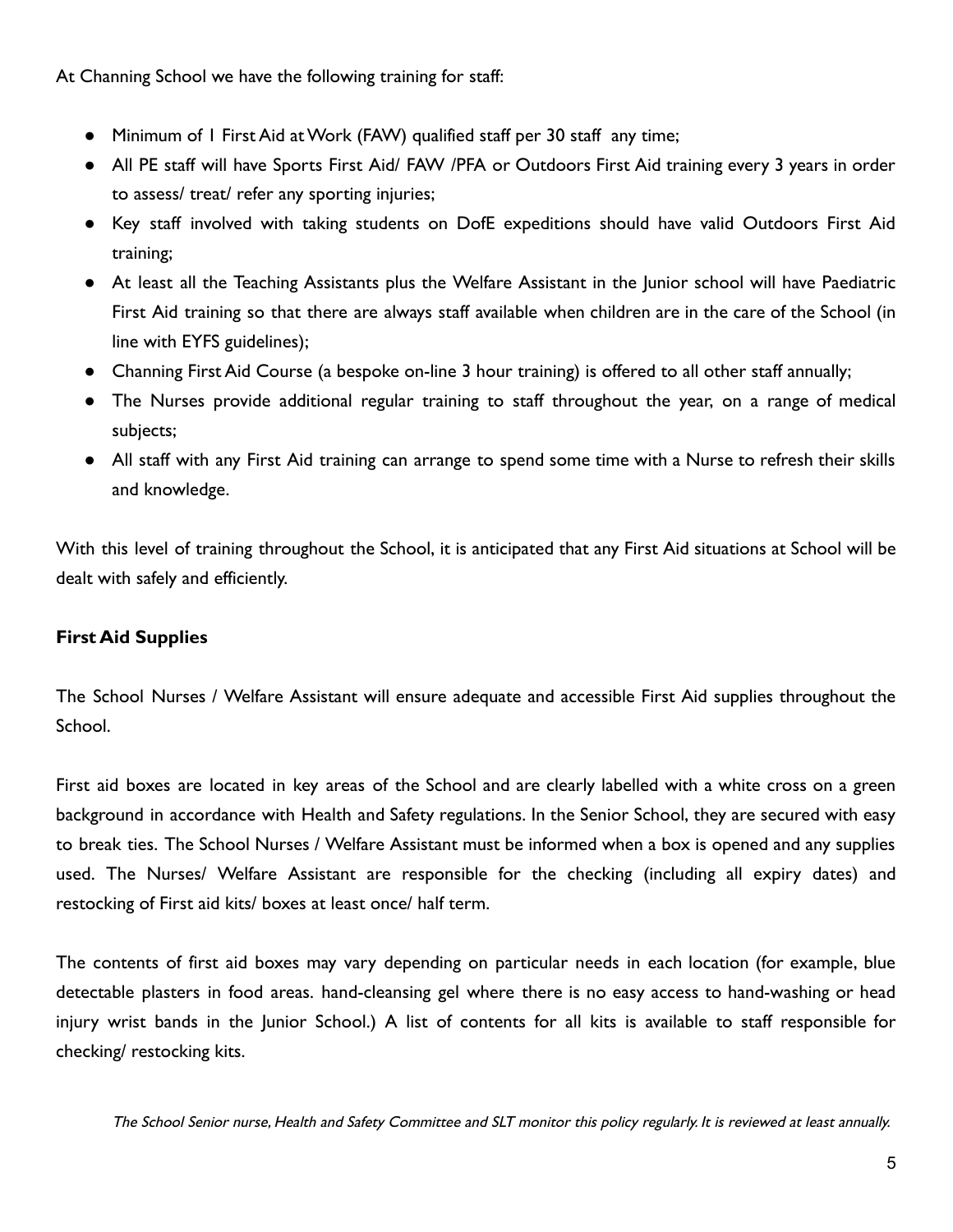At Channing School we have the following training for staff:

- Minimum of 1 First Aid at Work (FAW) qualified staff per 30 staff any time;
- All PE staff will have Sports First Aid/ FAW /PFA or Outdoors First Aid training every 3 years in order to assess/ treat/ refer any sporting injuries;
- Key staff involved with taking students on DofE expeditions should have valid Outdoors First Aid training;
- At least all the Teaching Assistants plus the Welfare Assistant in the Junior school will have Paediatric First Aid training so that there are always staff available when children are in the care of the School (in line with EYFS guidelines);
- Channing First Aid Course (a bespoke on-line 3 hour training) is offered to all other staff annually;
- The Nurses provide additional regular training to staff throughout the year, on a range of medical subjects;
- All staff with any First Aid training can arrange to spend some time with a Nurse to refresh their skills and knowledge.

With this level of training throughout the School, it is anticipated that any First Aid situations at School will be dealt with safely and efficiently.

**First Aid Supplies**

The School Nurses / Welfare Assistant will ensure adequate and accessible First Aid supplies throughout the School.

First aid boxes are located in key areas of the School and are clearly labelled with a white cross on a green background in accordance with Health and Safety regulations. In the Senior School, they are secured with easy to break ties. The School Nurses / Welfare Assistant must be informed when a box is opened and any supplies used. The Nurses/ Welfare Assistant are responsible for the checking (including all expiry dates) and restocking of First aid kits/ boxes at least once/ half term.

The contents of first aid boxes may vary depending on particular needs in each location (for example, blue detectable plasters in food areas. hand-cleansing gel where there is no easy access to hand-washing or head injury wrist bands in the Junior School.) A list of contents for all kits is available to staff responsible for checking/ restocking kits.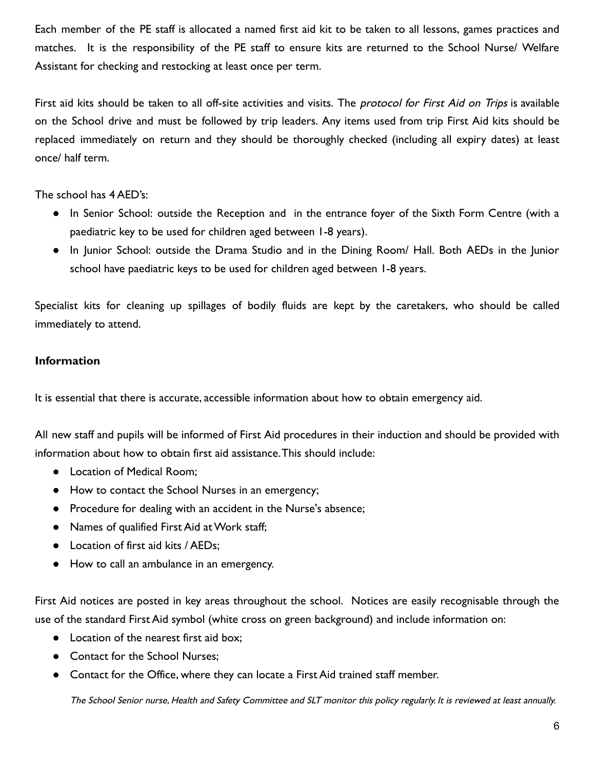Each member of the PE staff is allocated a named first aid kit to be taken to all lessons, games practices and matches. It is the responsibility of the PE staff to ensure kits are returned to the School Nurse/ Welfare Assistant for checking and restocking at least once per term.

First aid kits should be taken to all off-site activities and visits. The *protocol for First Aid on Trips* is available on the School drive and must be followed by trip leaders. Any items used from trip First Aid kits should be replaced immediately on return and they should be thoroughly checked (including all expiry dates) at least once/ half term.

The school has 4 AED's:

- In Senior School: outside the Reception and in the entrance foyer of the Sixth Form Centre (with a paediatric key to be used for children aged between 1-8 years).
- In Junior School: outside the Drama Studio and in the Dining Room/ Hall. Both AEDs in the Junior school have paediatric keys to be used for children aged between 1-8 years.

Specialist kits for cleaning up spillages of bodily fluids are kept by the caretakers, who should be called immediately to attend.

**Information**

It is essential that there is accurate, accessible information about how to obtain emergency aid.

All new staff and pupils will be informed of First Aid procedures in their induction and should be provided with information about how to obtain first aid assistance. This should include:

- Location of Medical Room;
- How to contact the School Nurses in an emergency;
- Procedure for dealing with an accident in the Nurse's absence;
- Names of qualified First Aid at Work staff;
- Location of first aid kits / AEDs;
- How to call an ambulance in an emergency.

First Aid notices are posted in key areas throughout the school. Notices are easily recognisable through the use of the standard First Aid symbol (white cross on green background) and include information on:

- Location of the nearest first aid box;
- Contact for the School Nurses;
- Contact for the Office, where they can locate a First Aid trained staff member.

*The School Senior nurse, Health and Safety Committee and SLT monitor this policy regularly. It is reviewed at least annually.*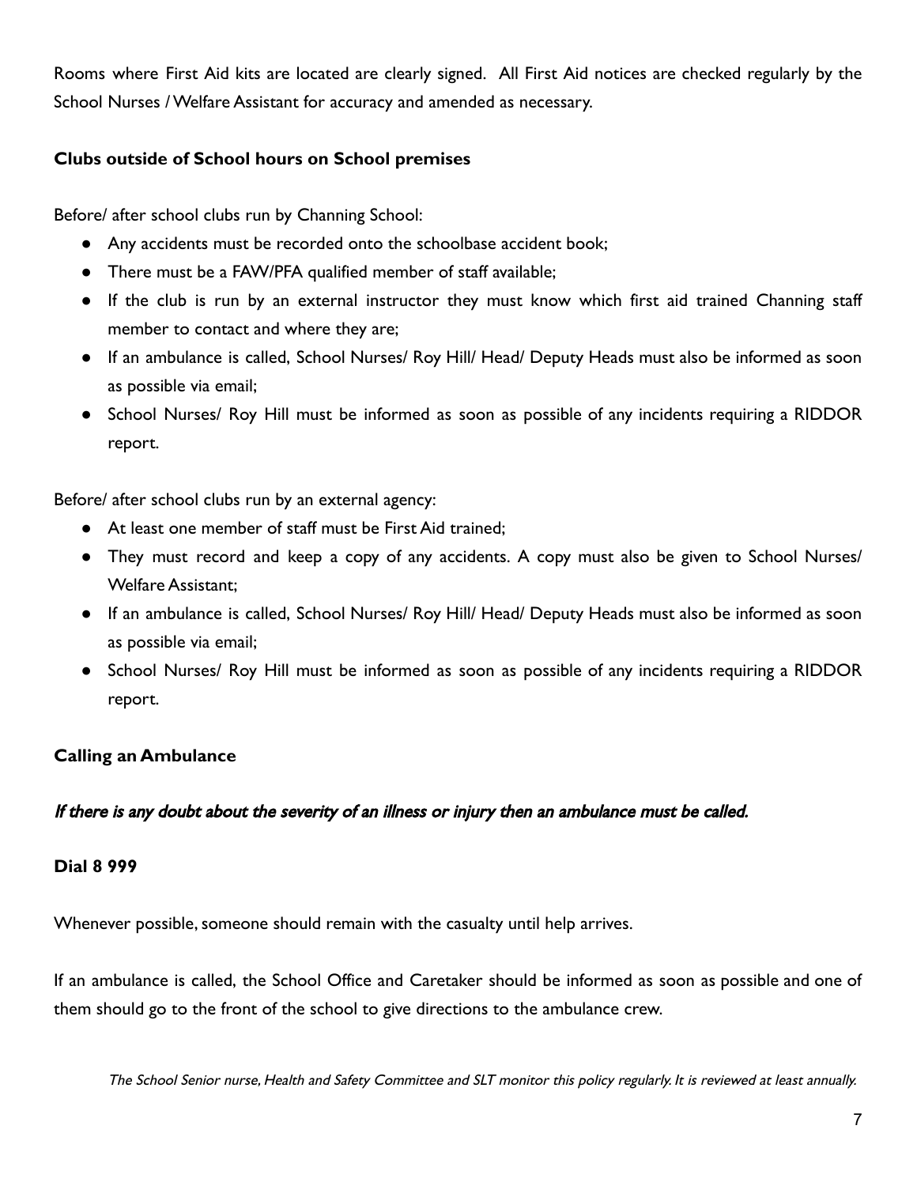Rooms where First Aid kits are located are clearly signed. All First Aid notices are checked regularly by the School Nurses / Welfare Assistant for accuracy and amended as necessary.

**Clubs outside of School hours on School premises**

Before/ after school clubs run by Channing School:

- Any accidents must be recorded onto the schoolbase accident book;
- There must be a FAW/PFA qualified member of staff available;
- If the club is run by an external instructor they must know which first aid trained Channing staff member to contact and where they are;
- If an ambulance is called, School Nurses/ Roy Hill/ Head/ Deputy Heads must also be informed as soon as possible via email;
- School Nurses/ Roy Hill must be informed as soon as possible of any incidents requiring a RIDDOR report.

Before/ after school clubs run by an external agency:

- At least one member of staff must be First Aid trained;
- They must record and keep a copy of any accidents. A copy must also be given to School Nurses/ Welfare Assistant;
- If an ambulance is called, School Nurses/ Roy Hill/ Head/ Deputy Heads must also be informed as soon as possible via email;
- School Nurses/ Roy Hill must be informed as soon as possible of any incidents requiring a RIDDOR report.

**Calling an Ambulance**

***If there is any doubt about the severity of an illness or injury then an ambulance must be called.***

**Dial 8 999**

Whenever possible, someone should remain with the casualty until help arrives.

If an ambulance is called, the School Office and Caretaker should be informed as soon as possible and one of them should go to the front of the school to give directions to the ambulance crew.

*The School Senior nurse, Health and Safety Committee and SLT monitor this policy regularly. It is reviewed at least annually.*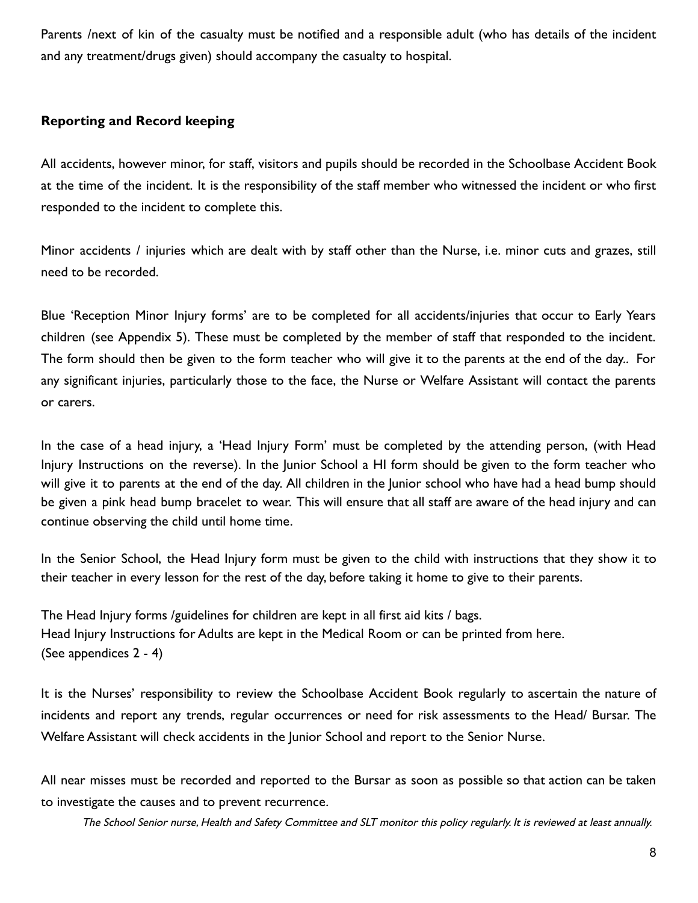Parents /next of kin of the casualty must be notified and a responsible adult (who has details of the incident and any treatment/drugs given) should accompany the casualty to hospital.

**Reporting and Record keeping**

All accidents, however minor, for staff, visitors and pupils should be recorded in the Schoolbase Accident Book at the time of the incident. It is the responsibility of the staff member who witnessed the incident or who first responded to the incident to complete this.

Minor accidents / injuries which are dealt with by staff other than the Nurse, i.e. minor cuts and grazes, still need to be recorded.

Blue 'Reception Minor Injury forms' are to be completed for all accidents/injuries that occur to Early Years children (see Appendix 5). These must be completed by the member of staff that responded to the incident. The form should then be given to the form teacher who will give it to the parents at the end of the day.. For any significant injuries, particularly those to the face, the Nurse or Welfare Assistant will contact the parents or carers.

In the case of a head injury, a 'Head Injury Form' must be completed by the attending person, (with Head Injury Instructions on the reverse). In the Junior School a HI form should be given to the form teacher who will give it to parents at the end of the day. All children in the Junior school who have had a head bump should be given a pink head bump bracelet to wear. This will ensure that all staff are aware of the head injury and can continue observing the child until home time.

In the Senior School, the Head Injury form must be given to the child with instructions that they show it to their teacher in every lesson for the rest of the day, before taking it home to give to their parents.

The Head Injury forms /guidelines for children are kept in all first aid kits / bags.
Head Injury Instructions for Adults are kept in the Medical Room or can be printed from here.
(See appendices 2 - 4)

It is the Nurses' responsibility to review the Schoolbase Accident Book regularly to ascertain the nature of incidents and report any trends, regular occurrences or need for risk assessments to the Head/ Bursar. The Welfare Assistant will check accidents in the Junior School and report to the Senior Nurse.

All near misses must be recorded and reported to the Bursar as soon as possible so that action can be taken to investigate the causes and to prevent recurrence.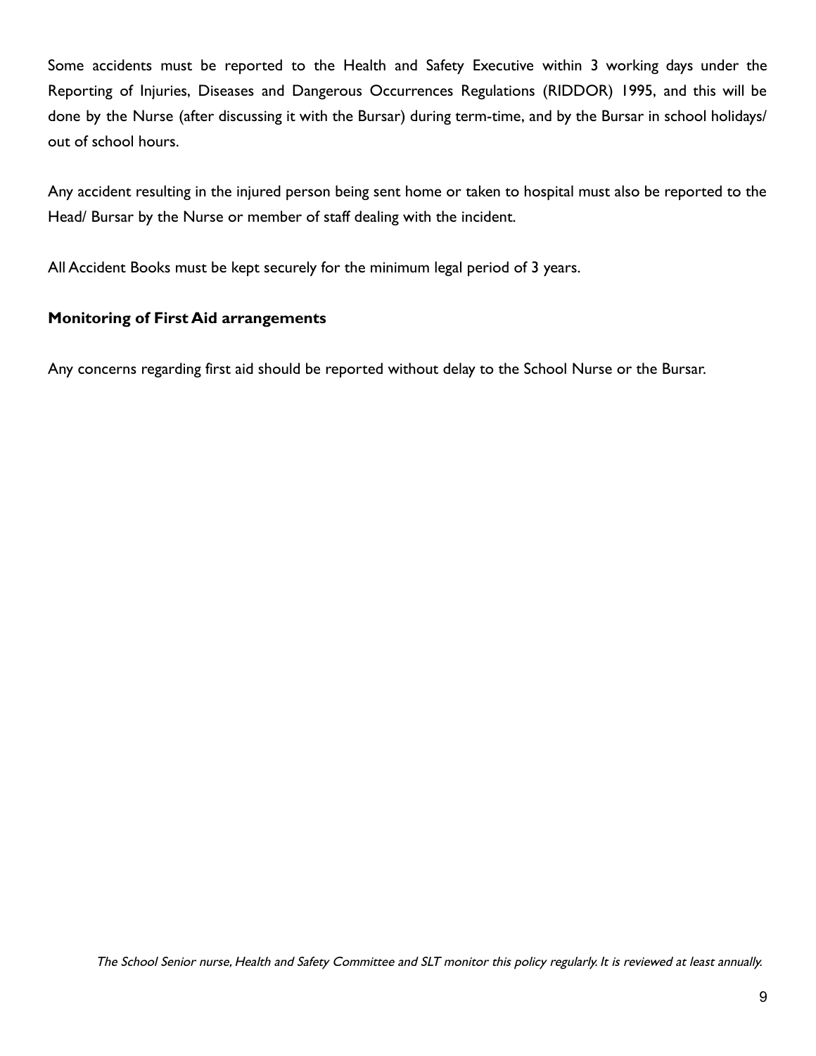Some accidents must be reported to the Health and Safety Executive within 3 working days under the Reporting of Injuries, Diseases and Dangerous Occurrences Regulations (RIDDOR) 1995, and this will be done by the Nurse (after discussing it with the Bursar) during term-time, and by the Bursar in school holidays/ out of school hours.

Any accident resulting in the injured person being sent home or taken to hospital must also be reported to the Head/ Bursar by the Nurse or member of staff dealing with the incident.

All Accident Books must be kept securely for the minimum legal period of 3 years.

**Monitoring of First Aid arrangements**

Any concerns regarding first aid should be reported without delay to the School Nurse or the Bursar.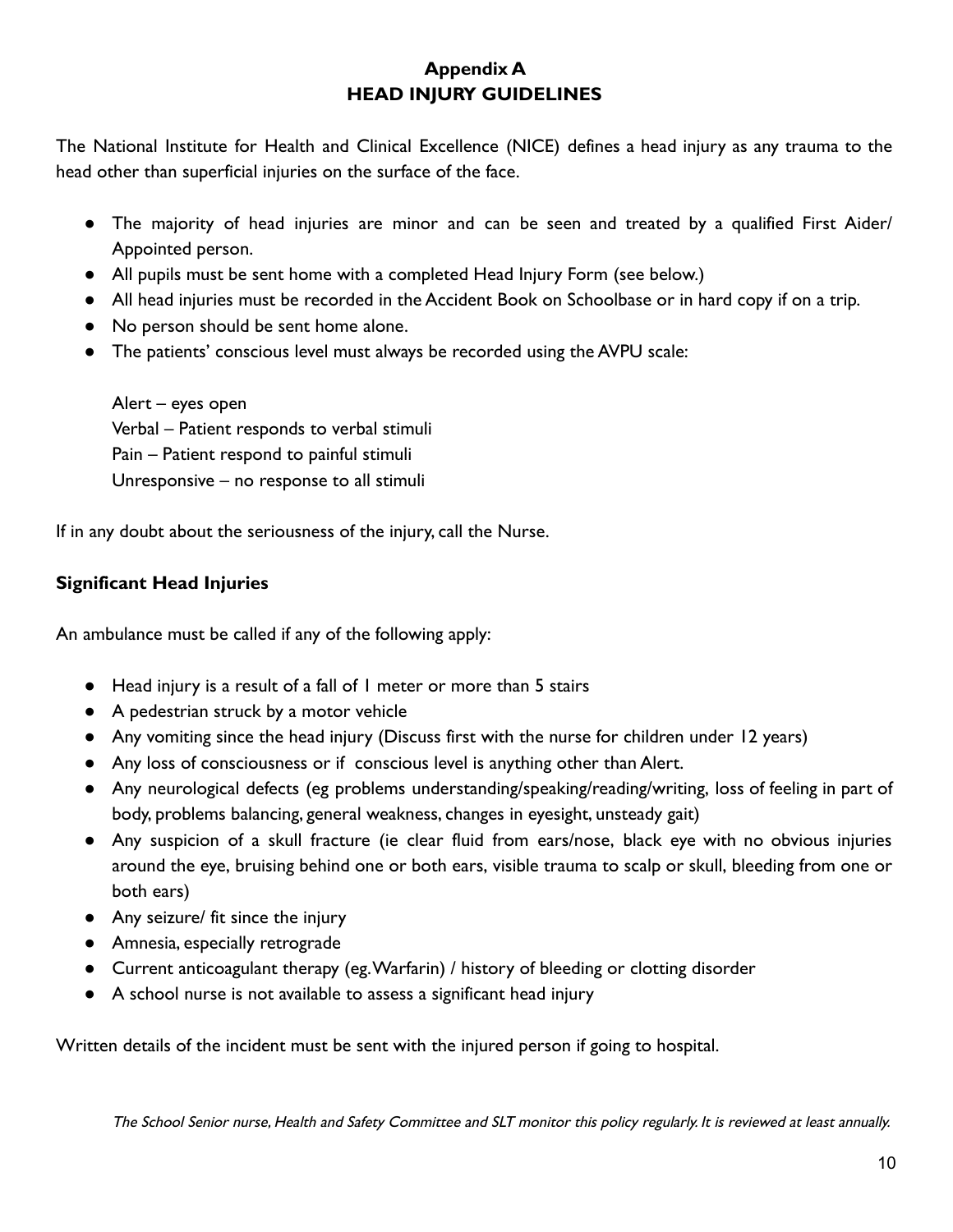# Appendix A
# HEAD INJURY GUIDELINES

The National Institute for Health and Clinical Excellence (NICE) defines a head injury as any trauma to the head other than superficial injuries on the surface of the face.

- The majority of head injuries are minor and can be seen and treated by a qualified First Aider/ Appointed person.
- All pupils must be sent home with a completed Head Injury Form (see below.)
- All head injuries must be recorded in the Accident Book on Schoolbase or in hard copy if on a trip.
- No person should be sent home alone.
- The patients' conscious level must always be recorded using the AVPU scale:

  Alert – eyes open
  Verbal – Patient responds to verbal stimuli
  Pain – Patient respond to painful stimuli
  Unresponsive – no response to all stimuli

If in any doubt about the seriousness of the injury, call the Nurse.

### Significant Head Injuries

An ambulance must be called if any of the following apply:

- Head injury is a result of a fall of 1 meter or more than 5 stairs
- A pedestrian struck by a motor vehicle
- Any vomiting since the head injury (Discuss first with the nurse for children under 12 years)
- Any loss of consciousness or if conscious level is anything other than Alert.
- Any neurological defects (eg problems understanding/speaking/reading/writing, loss of feeling in part of body, problems balancing, general weakness, changes in eyesight, unsteady gait)
- Any suspicion of a skull fracture (ie clear fluid from ears/nose, black eye with no obvious injuries around the eye, bruising behind one or both ears, visible trauma to scalp or skull, bleeding from one or both ears)
- Any seizure/ fit since the injury
- Amnesia, especially retrograde
- Current anticoagulant therapy (eg. Warfarin) / history of bleeding or clotting disorder
- A school nurse is not available to assess a significant head injury

Written details of the incident must be sent with the injured person if going to hospital.

*The School Senior nurse, Health and Safety Committee and SLT monitor this policy regularly. It is reviewed at least annually.*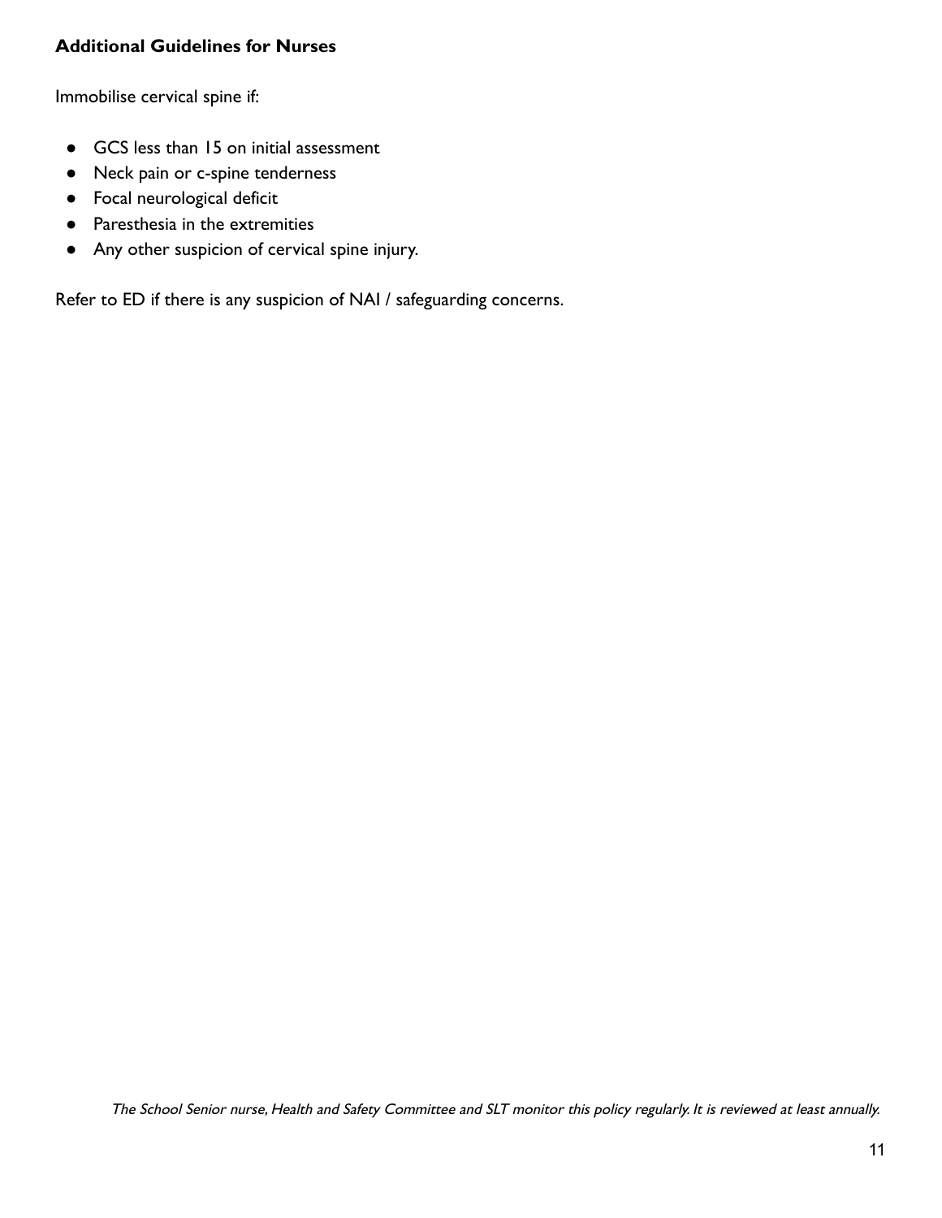**Additional Guidelines for Nurses**

Immobilise cervical spine if:

- GCS less than 15 on initial assessment
- Neck pain or c-spine tenderness
- Focal neurological deficit
- Paresthesia in the extremities
- Any other suspicion of cervical spine injury.

Refer to ED if there is any suspicion of NAI / safeguarding concerns.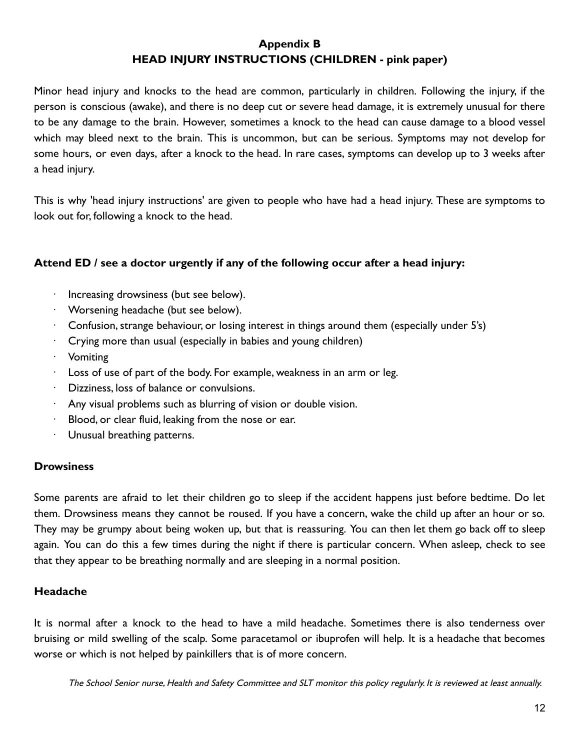## Appendix B
## HEAD INJURY INSTRUCTIONS (CHILDREN - pink paper)

Minor head injury and knocks to the head are common, particularly in children. Following the injury, if the person is conscious (awake), and there is no deep cut or severe head damage, it is extremely unusual for there to be any damage to the brain. However, sometimes a knock to the head can cause damage to a blood vessel which may bleed next to the brain. This is uncommon, but can be serious. Symptoms may not develop for some hours, or even days, after a knock to the head. In rare cases, symptoms can develop up to 3 weeks after a head injury.

This is why 'head injury instructions' are given to people who have had a head injury. These are symptoms to look out for, following a knock to the head.

**Attend ED / see a doctor urgently if any of the following occur after a head injury:**

- Increasing drowsiness (but see below).
- Worsening headache (but see below).
- Confusion, strange behaviour, or losing interest in things around them (especially under 5's)
- Crying more than usual (especially in babies and young children)
- Vomiting
- Loss of use of part of the body. For example, weakness in an arm or leg.
- Dizziness, loss of balance or convulsions.
- Any visual problems such as blurring of vision or double vision.
- Blood, or clear fluid, leaking from the nose or ear.
- Unusual breathing patterns.

### Drowsiness

Some parents are afraid to let their children go to sleep if the accident happens just before bedtime. Do let them. Drowsiness means they cannot be roused. If you have a concern, wake the child up after an hour or so. They may be grumpy about being woken up, but that is reassuring. You can then let them go back off to sleep again. You can do this a few times during the night if there is particular concern. When asleep, check to see that they appear to be breathing normally and are sleeping in a normal position.

### Headache

It is normal after a knock to the head to have a mild headache. Sometimes there is also tenderness over bruising or mild swelling of the scalp. Some paracetamol or ibuprofen will help. It is a headache that becomes worse or which is not helped by painkillers that is of more concern.

*The School Senior nurse, Health and Safety Committee and SLT monitor this policy regularly. It is reviewed at least annually.*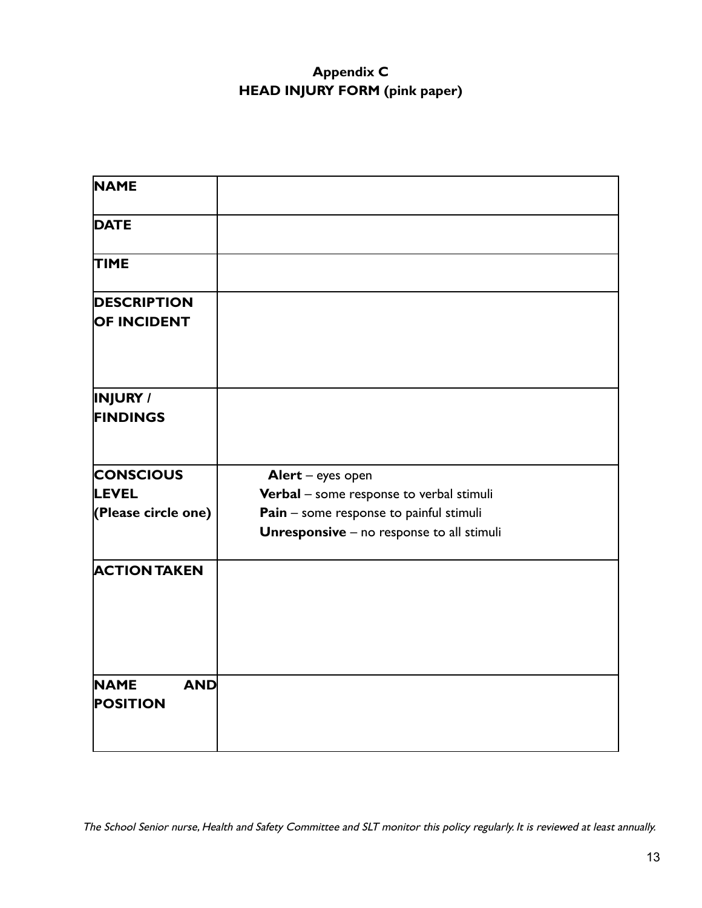**Appendix C**
**HEAD INJURY FORM (pink paper)**

| **NAME** | |
|---|---|
| **DATE** | |
| **TIME** | |
| **DESCRIPTION OF INCIDENT** | |
| **INJURY / FINDINGS** | |
| **CONSCIOUS LEVEL (Please circle one)** | **Alert** – eyes open<br>**Verbal** – some response to verbal stimuli<br>**Pain** – some response to painful stimuli<br>**Unresponsive** – no response to all stimuli |
| **ACTION TAKEN** | |
| **NAME AND POSITION** | |

*The School Senior nurse, Health and Safety Committee and SLT monitor this policy regularly. It is reviewed at least annually.*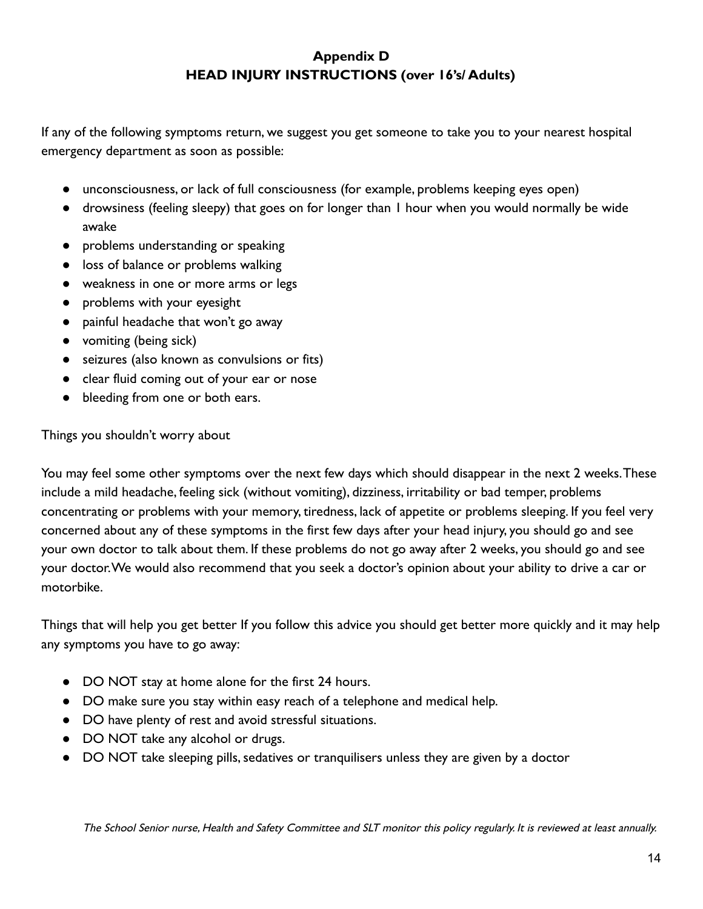## Appendix D
## HEAD INJURY INSTRUCTIONS (over 16's/ Adults)

If any of the following symptoms return, we suggest you get someone to take you to your nearest hospital emergency department as soon as possible:

- unconsciousness, or lack of full consciousness (for example, problems keeping eyes open)
- drowsiness (feeling sleepy) that goes on for longer than 1 hour when you would normally be wide awake
- problems understanding or speaking
- loss of balance or problems walking
- weakness in one or more arms or legs
- problems with your eyesight
- painful headache that won't go away
- vomiting (being sick)
- seizures (also known as convulsions or fits)
- clear fluid coming out of your ear or nose
- bleeding from one or both ears.

Things you shouldn't worry about

You may feel some other symptoms over the next few days which should disappear in the next 2 weeks. These include a mild headache, feeling sick (without vomiting), dizziness, irritability or bad temper, problems concentrating or problems with your memory, tiredness, lack of appetite or problems sleeping. If you feel very concerned about any of these symptoms in the first few days after your head injury, you should go and see your own doctor to talk about them. If these problems do not go away after 2 weeks, you should go and see your doctor. We would also recommend that you seek a doctor's opinion about your ability to drive a car or motorbike.

Things that will help you get better If you follow this advice you should get better more quickly and it may help any symptoms you have to go away:

- DO NOT stay at home alone for the first 24 hours.
- DO make sure you stay within easy reach of a telephone and medical help.
- DO have plenty of rest and avoid stressful situations.
- DO NOT take any alcohol or drugs.
- DO NOT take sleeping pills, sedatives or tranquilisers unless they are given by a doctor

*The School Senior nurse, Health and Safety Committee and SLT monitor this policy regularly. It is reviewed at least annually.*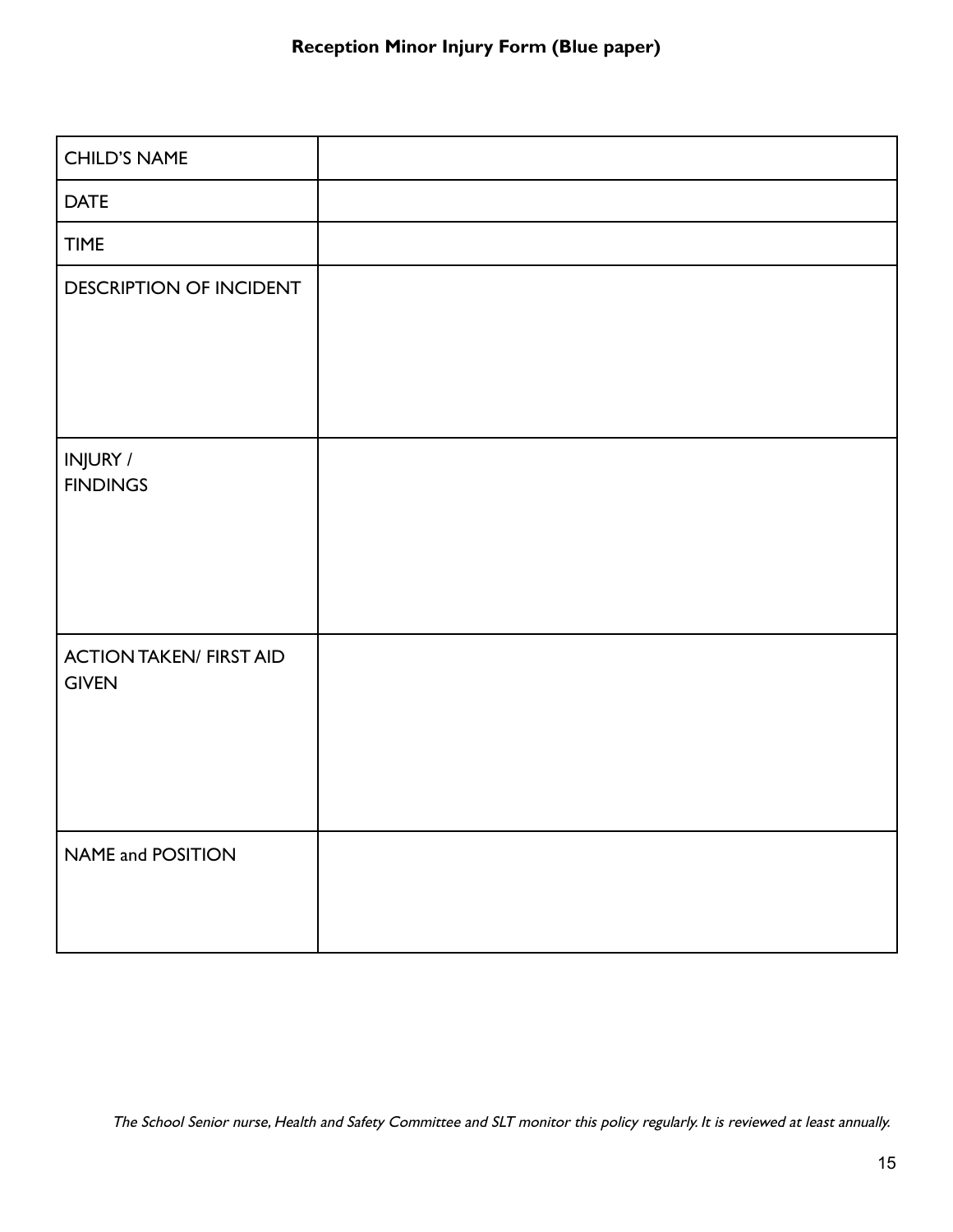**Reception Minor Injury Form (Blue paper)**

| | |
|---|---|
| CHILD'S NAME | |
| DATE | |
| TIME | |
| DESCRIPTION OF INCIDENT | |
| INJURY / FINDINGS | |
| ACTION TAKEN/ FIRST AID GIVEN | |
| NAME and POSITION | |

*The School Senior nurse, Health and Safety Committee and SLT monitor this policy regularly. It is reviewed at least annually.*